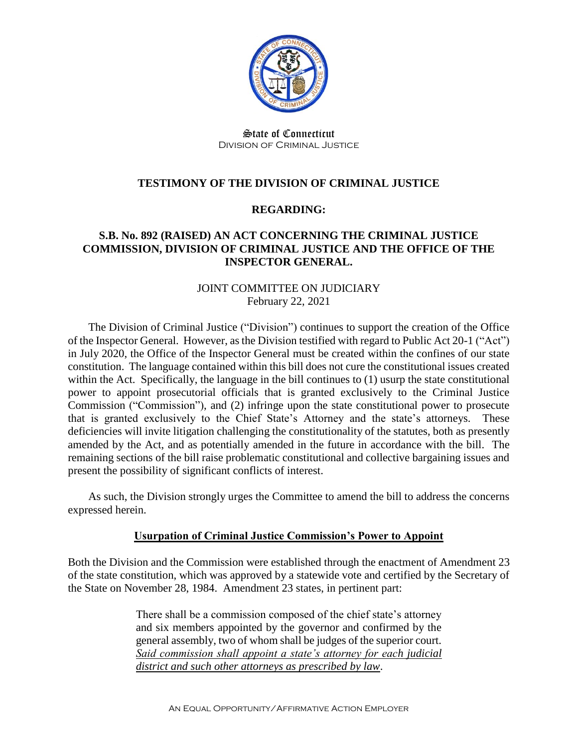State of Connecticut
Division of Criminal Justice

# TESTIMONY OF THE DIVISION OF CRIMINAL JUSTICE

## REGARDING:

## S.B. No. 892 (RAISED) AN ACT CONCERNING THE CRIMINAL JUSTICE COMMISSION, DIVISION OF CRIMINAL JUSTICE AND THE OFFICE OF THE INSPECTOR GENERAL.

JOINT COMMITTEE ON JUDICIARY
February 22, 2021

The Division of Criminal Justice ("Division") continues to support the creation of the Office of the Inspector General. However, as the Division testified with regard to Public Act 20-1 ("Act") in July 2020, the Office of the Inspector General must be created within the confines of our state constitution. The language contained within this bill does not cure the constitutional issues created within the Act. Specifically, the language in the bill continues to (1) usurp the state constitutional power to appoint prosecutorial officials that is granted exclusively to the Criminal Justice Commission ("Commission"), and (2) infringe upon the state constitutional power to prosecute that is granted exclusively to the Chief State's Attorney and the state's attorneys. These deficiencies will invite litigation challenging the constitutionality of the statutes, both as presently amended by the Act, and as potentially amended in the future in accordance with the bill. The remaining sections of the bill raise problematic constitutional and collective bargaining issues and present the possibility of significant conflicts of interest.

As such, the Division strongly urges the Committee to amend the bill to address the concerns expressed herein.

### Usurpation of Criminal Justice Commission's Power to Appoint

Both the Division and the Commission were established through the enactment of Amendment 23 of the state constitution, which was approved by a statewide vote and certified by the Secretary of the State on November 28, 1984. Amendment 23 states, in pertinent part:

> There shall be a commission composed of the chief state's attorney and six members appointed by the governor and confirmed by the general assembly, two of whom shall be judges of the superior court. *Said commission shall appoint a state's attorney for each judicial district and such other attorneys as prescribed by law*.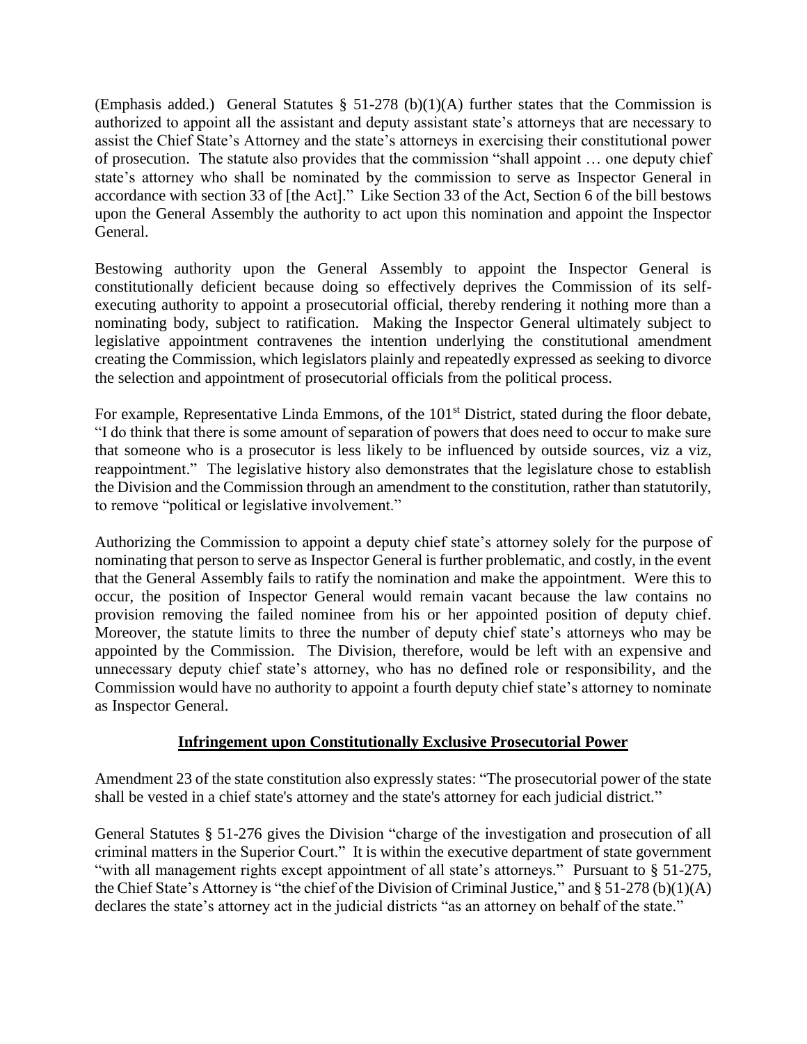(Emphasis added.) General Statutes § 51-278 (b)(1)(A) further states that the Commission is authorized to appoint all the assistant and deputy assistant state's attorneys that are necessary to assist the Chief State's Attorney and the state's attorneys in exercising their constitutional power of prosecution. The statute also provides that the commission "shall appoint … one deputy chief state's attorney who shall be nominated by the commission to serve as Inspector General in accordance with section 33 of [the Act]." Like Section 33 of the Act, Section 6 of the bill bestows upon the General Assembly the authority to act upon this nomination and appoint the Inspector General.

Bestowing authority upon the General Assembly to appoint the Inspector General is constitutionally deficient because doing so effectively deprives the Commission of its self-executing authority to appoint a prosecutorial official, thereby rendering it nothing more than a nominating body, subject to ratification. Making the Inspector General ultimately subject to legislative appointment contravenes the intention underlying the constitutional amendment creating the Commission, which legislators plainly and repeatedly expressed as seeking to divorce the selection and appointment of prosecutorial officials from the political process.

For example, Representative Linda Emmons, of the 101st District, stated during the floor debate, "I do think that there is some amount of separation of powers that does need to occur to make sure that someone who is a prosecutor is less likely to be influenced by outside sources, viz a viz, reappointment." The legislative history also demonstrates that the legislature chose to establish the Division and the Commission through an amendment to the constitution, rather than statutorily, to remove "political or legislative involvement."

Authorizing the Commission to appoint a deputy chief state's attorney solely for the purpose of nominating that person to serve as Inspector General is further problematic, and costly, in the event that the General Assembly fails to ratify the nomination and make the appointment. Were this to occur, the position of Inspector General would remain vacant because the law contains no provision removing the failed nominee from his or her appointed position of deputy chief. Moreover, the statute limits to three the number of deputy chief state's attorneys who may be appointed by the Commission. The Division, therefore, would be left with an expensive and unnecessary deputy chief state's attorney, who has no defined role or responsibility, and the Commission would have no authority to appoint a fourth deputy chief state's attorney to nominate as Inspector General.

## Infringement upon Constitutionally Exclusive Prosecutorial Power

Amendment 23 of the state constitution also expressly states: "The prosecutorial power of the state shall be vested in a chief state's attorney and the state's attorney for each judicial district."

General Statutes § 51-276 gives the Division "charge of the investigation and prosecution of all criminal matters in the Superior Court." It is within the executive department of state government "with all management rights except appointment of all state's attorneys." Pursuant to § 51-275, the Chief State's Attorney is "the chief of the Division of Criminal Justice," and § 51-278 (b)(1)(A) declares the state's attorney act in the judicial districts "as an attorney on behalf of the state."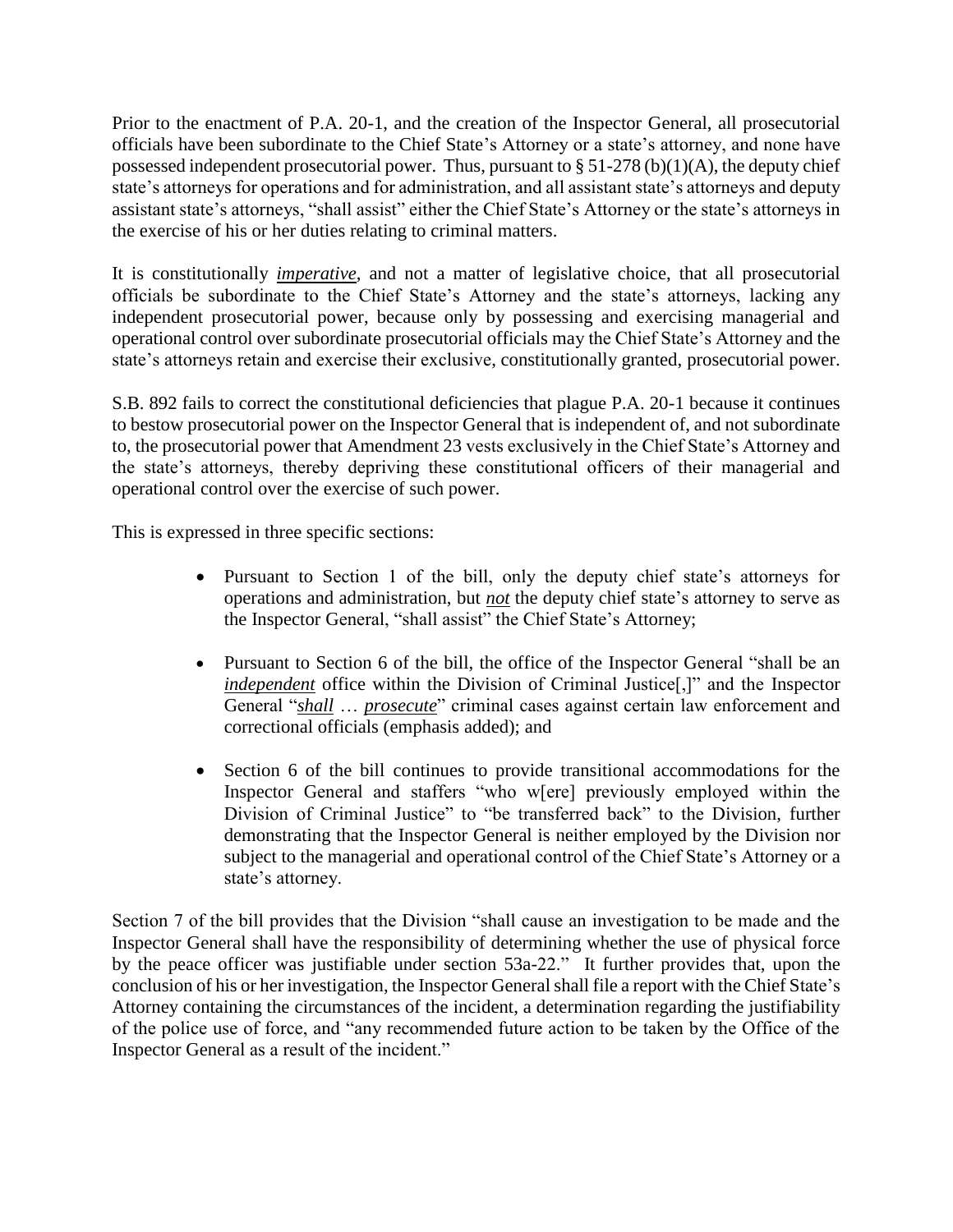Prior to the enactment of P.A. 20-1, and the creation of the Inspector General, all prosecutorial officials have been subordinate to the Chief State's Attorney or a state's attorney, and none have possessed independent prosecutorial power. Thus, pursuant to § 51-278 (b)(1)(A), the deputy chief state's attorneys for operations and for administration, and all assistant state's attorneys and deputy assistant state's attorneys, "shall assist" either the Chief State's Attorney or the state's attorneys in the exercise of his or her duties relating to criminal matters.

It is constitutionally ***imperative***, and not a matter of legislative choice, that all prosecutorial officials be subordinate to the Chief State's Attorney and the state's attorneys, lacking any independent prosecutorial power, because only by possessing and exercising managerial and operational control over subordinate prosecutorial officials may the Chief State's Attorney and the state's attorneys retain and exercise their exclusive, constitutionally granted, prosecutorial power.

S.B. 892 fails to correct the constitutional deficiencies that plague P.A. 20-1 because it continues to bestow prosecutorial power on the Inspector General that is independent of, and not subordinate to, the prosecutorial power that Amendment 23 vests exclusively in the Chief State's Attorney and the state's attorneys, thereby depriving these constitutional officers of their managerial and operational control over the exercise of such power.

This is expressed in three specific sections:

- Pursuant to Section 1 of the bill, only the deputy chief state's attorneys for operations and administration, but ***not*** the deputy chief state's attorney to serve as the Inspector General, "shall assist" the Chief State's Attorney;
- Pursuant to Section 6 of the bill, the office of the Inspector General "shall be an ***independent*** office within the Division of Criminal Justice[,]" and the Inspector General "***shall*** … ***prosecute***" criminal cases against certain law enforcement and correctional officials (emphasis added); and
- Section 6 of the bill continues to provide transitional accommodations for the Inspector General and staffers "who w[ere] previously employed within the Division of Criminal Justice" to "be transferred back" to the Division, further demonstrating that the Inspector General is neither employed by the Division nor subject to the managerial and operational control of the Chief State's Attorney or a state's attorney.

Section 7 of the bill provides that the Division "shall cause an investigation to be made and the Inspector General shall have the responsibility of determining whether the use of physical force by the peace officer was justifiable under section 53a-22." It further provides that, upon the conclusion of his or her investigation, the Inspector General shall file a report with the Chief State's Attorney containing the circumstances of the incident, a determination regarding the justifiability of the police use of force, and "any recommended future action to be taken by the Office of the Inspector General as a result of the incident."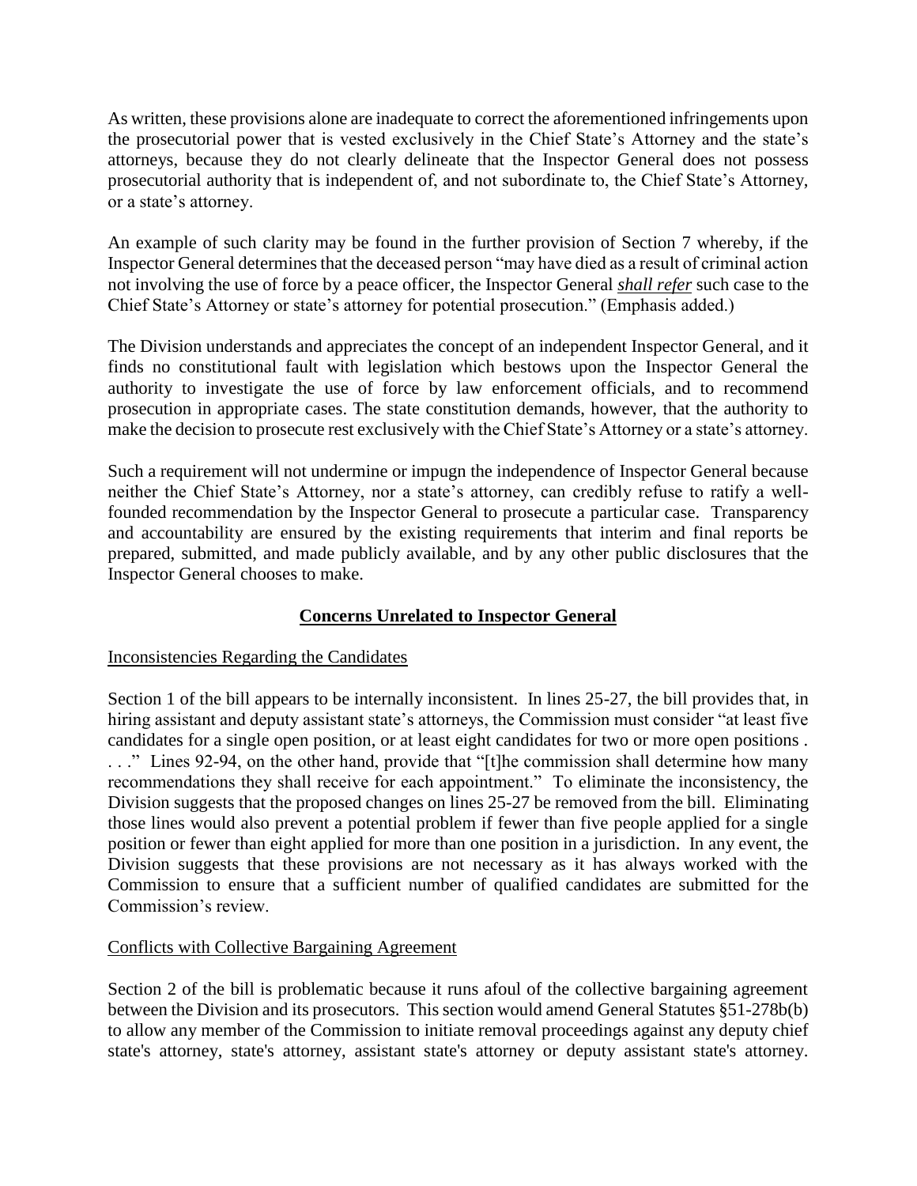As written, these provisions alone are inadequate to correct the aforementioned infringements upon the prosecutorial power that is vested exclusively in the Chief State's Attorney and the state's attorneys, because they do not clearly delineate that the Inspector General does not possess prosecutorial authority that is independent of, and not subordinate to, the Chief State's Attorney, or a state's attorney.

An example of such clarity may be found in the further provision of Section 7 whereby, if the Inspector General determines that the deceased person "may have died as a result of criminal action not involving the use of force by a peace officer, the Inspector General ***shall refer*** such case to the Chief State's Attorney or state's attorney for potential prosecution." (Emphasis added.)

The Division understands and appreciates the concept of an independent Inspector General, and it finds no constitutional fault with legislation which bestows upon the Inspector General the authority to investigate the use of force by law enforcement officials, and to recommend prosecution in appropriate cases. The state constitution demands, however, that the authority to make the decision to prosecute rest exclusively with the Chief State's Attorney or a state's attorney.

Such a requirement will not undermine or impugn the independence of Inspector General because neither the Chief State's Attorney, nor a state's attorney, can credibly refuse to ratify a well-founded recommendation by the Inspector General to prosecute a particular case. Transparency and accountability are ensured by the existing requirements that interim and final reports be prepared, submitted, and made publicly available, and by any other public disclosures that the Inspector General chooses to make.

## Concerns Unrelated to Inspector General

### Inconsistencies Regarding the Candidates

Section 1 of the bill appears to be internally inconsistent. In lines 25-27, the bill provides that, in hiring assistant and deputy assistant state's attorneys, the Commission must consider "at least five candidates for a single open position, or at least eight candidates for two or more open positions . . . ." Lines 92-94, on the other hand, provide that "[t]he commission shall determine how many recommendations they shall receive for each appointment." To eliminate the inconsistency, the Division suggests that the proposed changes on lines 25-27 be removed from the bill. Eliminating those lines would also prevent a potential problem if fewer than five people applied for a single position or fewer than eight applied for more than one position in a jurisdiction. In any event, the Division suggests that these provisions are not necessary as it has always worked with the Commission to ensure that a sufficient number of qualified candidates are submitted for the Commission's review.

### Conflicts with Collective Bargaining Agreement

Section 2 of the bill is problematic because it runs afoul of the collective bargaining agreement between the Division and its prosecutors. This section would amend General Statutes §51-278b(b) to allow any member of the Commission to initiate removal proceedings against any deputy chief state's attorney, state's attorney, assistant state's attorney or deputy assistant state's attorney.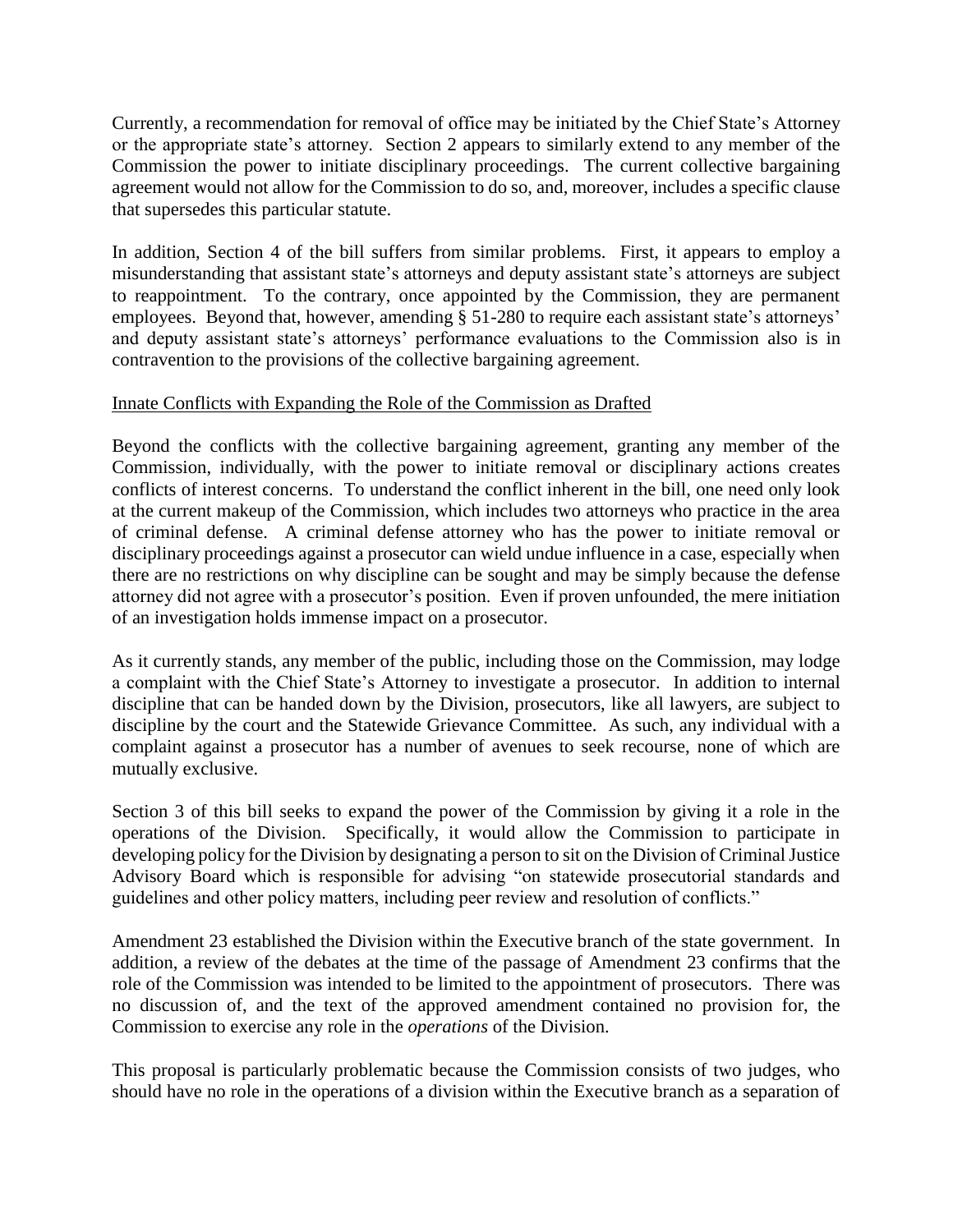Currently, a recommendation for removal of office may be initiated by the Chief State's Attorney or the appropriate state's attorney. Section 2 appears to similarly extend to any member of the Commission the power to initiate disciplinary proceedings. The current collective bargaining agreement would not allow for the Commission to do so, and, moreover, includes a specific clause that supersedes this particular statute.

In addition, Section 4 of the bill suffers from similar problems. First, it appears to employ a misunderstanding that assistant state's attorneys and deputy assistant state's attorneys are subject to reappointment. To the contrary, once appointed by the Commission, they are permanent employees. Beyond that, however, amending § 51-280 to require each assistant state's attorneys' and deputy assistant state's attorneys' performance evaluations to the Commission also is in contravention to the provisions of the collective bargaining agreement.

Innate Conflicts with Expanding the Role of the Commission as Drafted

Beyond the conflicts with the collective bargaining agreement, granting any member of the Commission, individually, with the power to initiate removal or disciplinary actions creates conflicts of interest concerns. To understand the conflict inherent in the bill, one need only look at the current makeup of the Commission, which includes two attorneys who practice in the area of criminal defense. A criminal defense attorney who has the power to initiate removal or disciplinary proceedings against a prosecutor can wield undue influence in a case, especially when there are no restrictions on why discipline can be sought and may be simply because the defense attorney did not agree with a prosecutor's position. Even if proven unfounded, the mere initiation of an investigation holds immense impact on a prosecutor.

As it currently stands, any member of the public, including those on the Commission, may lodge a complaint with the Chief State's Attorney to investigate a prosecutor. In addition to internal discipline that can be handed down by the Division, prosecutors, like all lawyers, are subject to discipline by the court and the Statewide Grievance Committee. As such, any individual with a complaint against a prosecutor has a number of avenues to seek recourse, none of which are mutually exclusive.

Section 3 of this bill seeks to expand the power of the Commission by giving it a role in the operations of the Division. Specifically, it would allow the Commission to participate in developing policy for the Division by designating a person to sit on the Division of Criminal Justice Advisory Board which is responsible for advising "on statewide prosecutorial standards and guidelines and other policy matters, including peer review and resolution of conflicts."

Amendment 23 established the Division within the Executive branch of the state government. In addition, a review of the debates at the time of the passage of Amendment 23 confirms that the role of the Commission was intended to be limited to the appointment of prosecutors. There was no discussion of, and the text of the approved amendment contained no provision for, the Commission to exercise any role in the *operations* of the Division.

This proposal is particularly problematic because the Commission consists of two judges, who should have no role in the operations of a division within the Executive branch as a separation of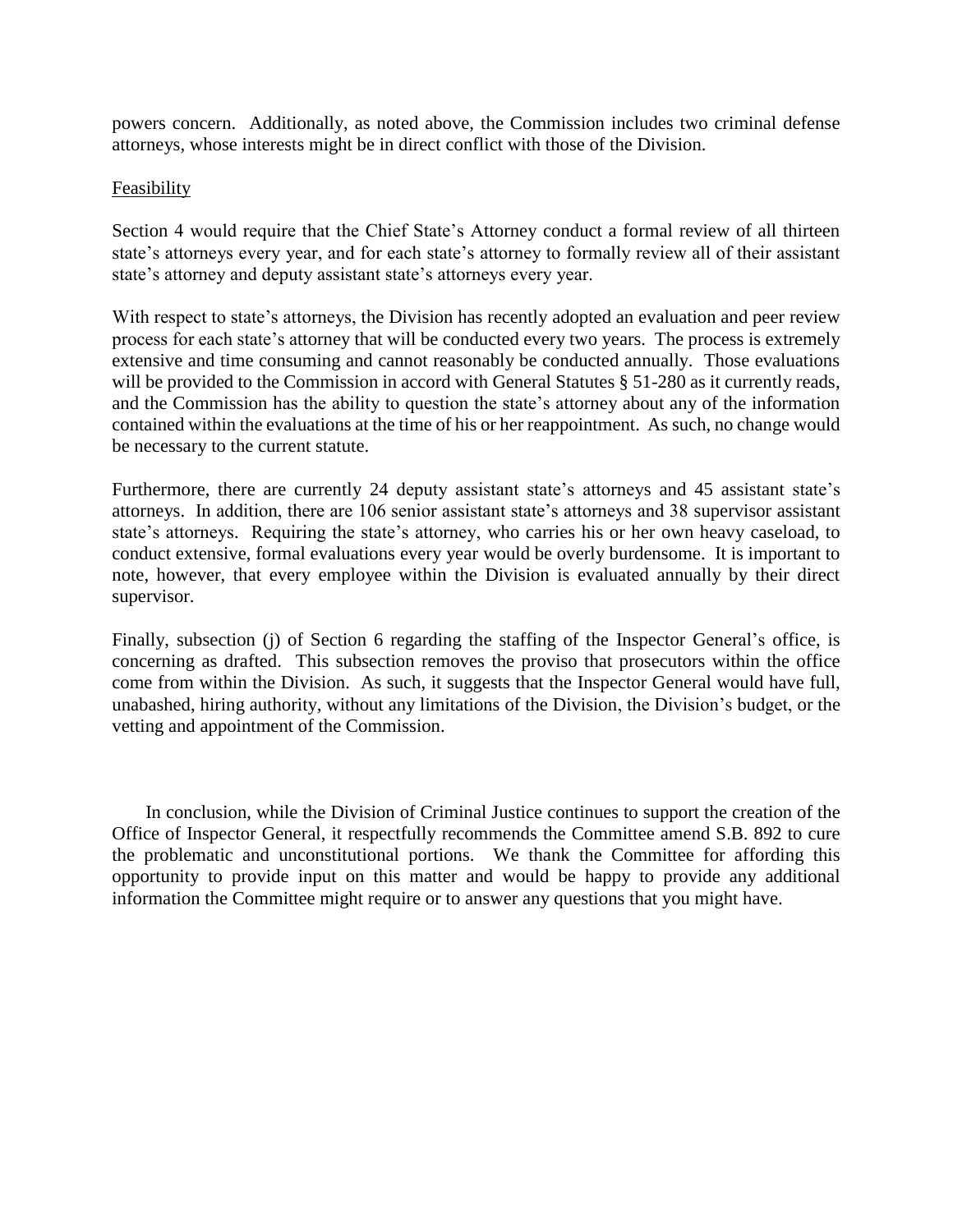powers concern. Additionally, as noted above, the Commission includes two criminal defense attorneys, whose interests might be in direct conflict with those of the Division.

Feasibility

Section 4 would require that the Chief State's Attorney conduct a formal review of all thirteen state's attorneys every year, and for each state's attorney to formally review all of their assistant state's attorney and deputy assistant state's attorneys every year.

With respect to state's attorneys, the Division has recently adopted an evaluation and peer review process for each state's attorney that will be conducted every two years. The process is extremely extensive and time consuming and cannot reasonably be conducted annually. Those evaluations will be provided to the Commission in accord with General Statutes § 51-280 as it currently reads, and the Commission has the ability to question the state's attorney about any of the information contained within the evaluations at the time of his or her reappointment. As such, no change would be necessary to the current statute.

Furthermore, there are currently 24 deputy assistant state's attorneys and 45 assistant state's attorneys. In addition, there are 106 senior assistant state's attorneys and 38 supervisor assistant state's attorneys. Requiring the state's attorney, who carries his or her own heavy caseload, to conduct extensive, formal evaluations every year would be overly burdensome. It is important to note, however, that every employee within the Division is evaluated annually by their direct supervisor.

Finally, subsection (j) of Section 6 regarding the staffing of the Inspector General's office, is concerning as drafted. This subsection removes the proviso that prosecutors within the office come from within the Division. As such, it suggests that the Inspector General would have full, unabashed, hiring authority, without any limitations of the Division, the Division's budget, or the vetting and appointment of the Commission.

In conclusion, while the Division of Criminal Justice continues to support the creation of the Office of Inspector General, it respectfully recommends the Committee amend S.B. 892 to cure the problematic and unconstitutional portions. We thank the Committee for affording this opportunity to provide input on this matter and would be happy to provide any additional information the Committee might require or to answer any questions that you might have.